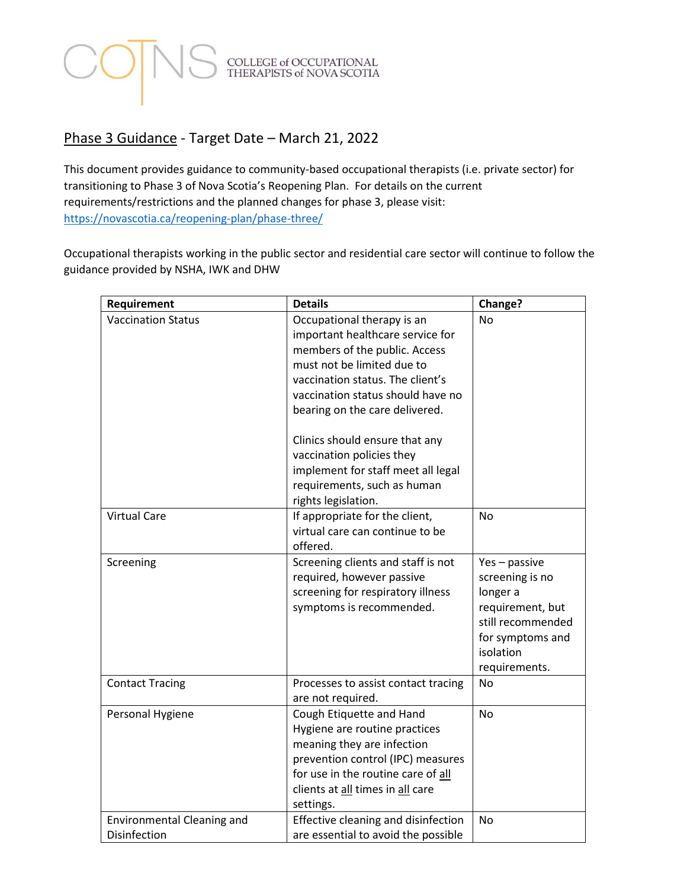COLLEGE of OCCUPATIONAL THERAPISTS of NOVA SCOTIA

## Phase 3 Guidance - Target Date – March 21, 2022

This document provides guidance to community-based occupational therapists (i.e. private sector) for transitioning to Phase 3 of Nova Scotia's Reopening Plan. For details on the current requirements/restrictions and the planned changes for phase 3, please visit: https://novascotia.ca/reopening-plan/phase-three/

Occupational therapists working in the public sector and residential care sector will continue to follow the guidance provided by NSHA, IWK and DHW

| Requirement | Details | Change? |
|---|---|---|
| Vaccination Status | Occupational therapy is an important healthcare service for members of the public. Access must not be limited due to vaccination status. The client's vaccination status should have no bearing on the care delivered.<br><br>Clinics should ensure that any vaccination policies they implement for staff meet all legal requirements, such as human rights legislation. | No |
| Virtual Care | If appropriate for the client, virtual care can continue to be offered. | No |
| Screening | Screening clients and staff is not required, however passive screening for respiratory illness symptoms is recommended. | Yes – passive screening is no longer a requirement, but still recommended for symptoms and isolation requirements. |
| Contact Tracing | Processes to assist contact tracing are not required. | No |
| Personal Hygiene | Cough Etiquette and Hand Hygiene are routine practices meaning they are infection prevention control (IPC) measures for use in the routine care of <u>all</u> clients at <u>all</u> times in <u>all</u> care settings. | No |
| Environmental Cleaning and Disinfection | Effective cleaning and disinfection are essential to avoid the possible | No |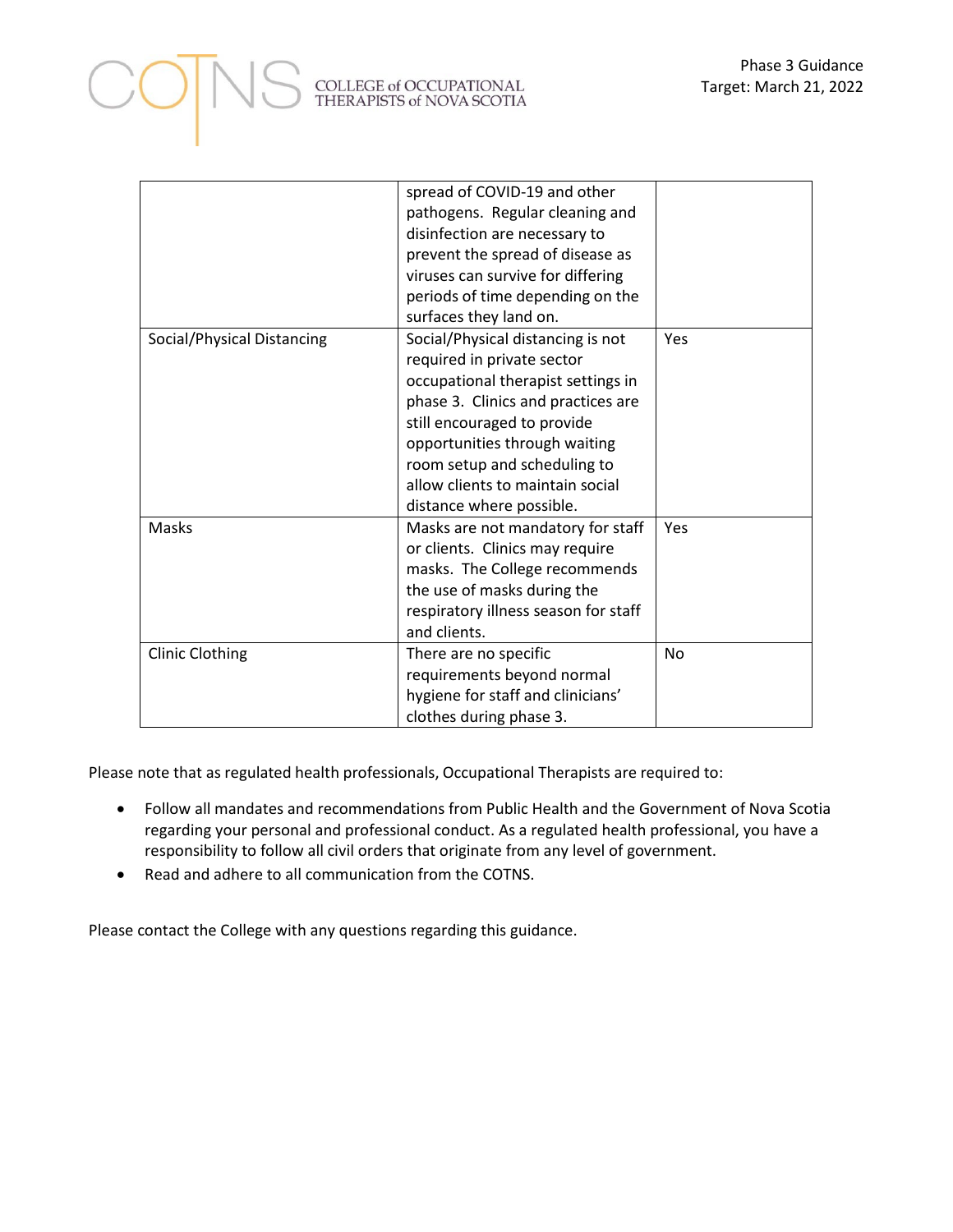| | | |
|---|---|---|
| | spread of COVID-19 and other pathogens. Regular cleaning and disinfection are necessary to prevent the spread of disease as viruses can survive for differing periods of time depending on the surfaces they land on. | |
| Social/Physical Distancing | Social/Physical distancing is not required in private sector occupational therapist settings in phase 3. Clinics and practices are still encouraged to provide opportunities through waiting room setup and scheduling to allow clients to maintain social distance where possible. | Yes |
| Masks | Masks are not mandatory for staff or clients. Clinics may require masks. The College recommends the use of masks during the respiratory illness season for staff and clients. | Yes |
| Clinic Clothing | There are no specific requirements beyond normal hygiene for staff and clinicians' clothes during phase 3. | No |

Please note that as regulated health professionals, Occupational Therapists are required to:

- Follow all mandates and recommendations from Public Health and the Government of Nova Scotia regarding your personal and professional conduct. As a regulated health professional, you have a responsibility to follow all civil orders that originate from any level of government.
- Read and adhere to all communication from the COTNS.

Please contact the College with any questions regarding this guidance.